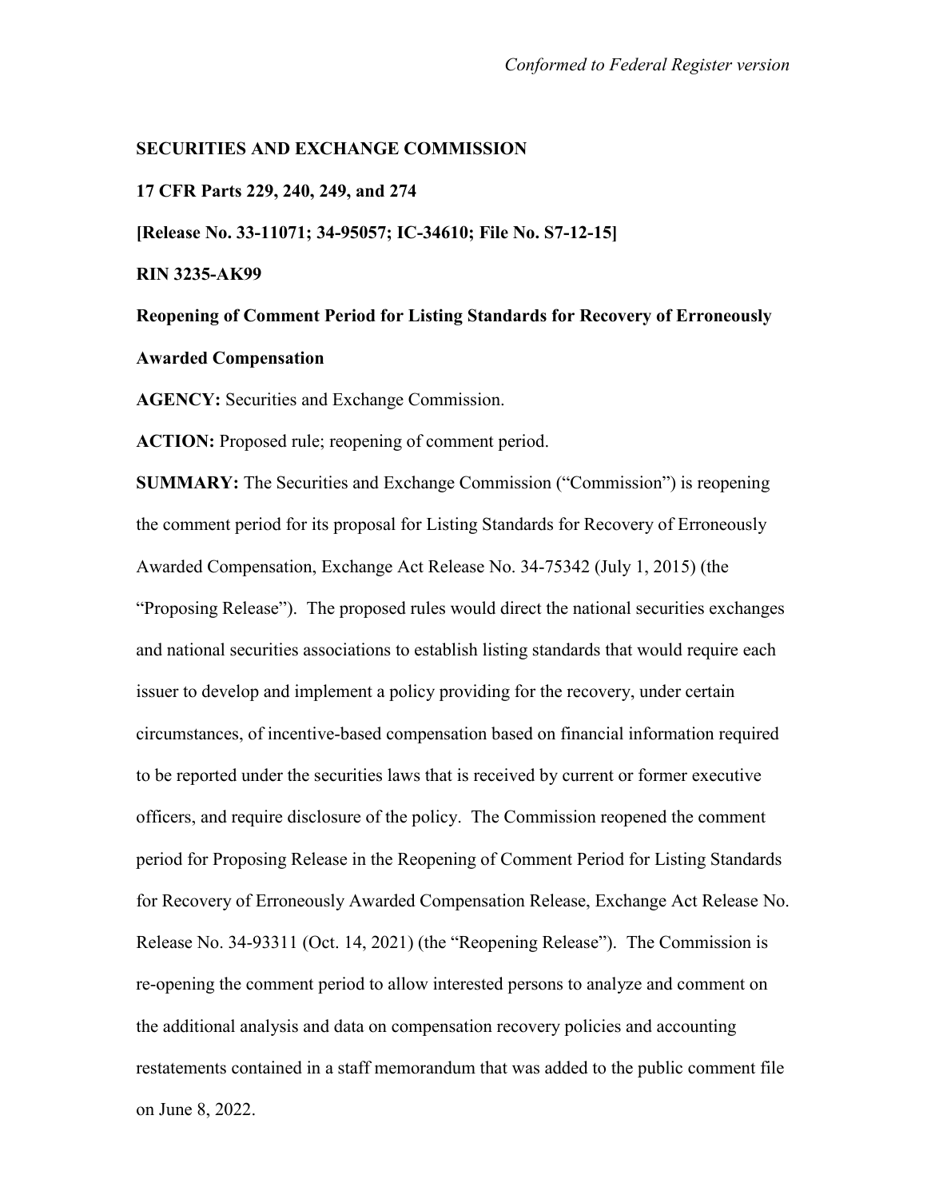*Conformed to Federal Register version*

**SECURITIES AND EXCHANGE COMMISSION**

**17 CFR Parts 229, 240, 249, and 274**

**[Release No. 33-11071; 34-95057; IC-34610; File No. S7-12-15]**

**RIN 3235-AK99**

**Reopening of Comment Period for Listing Standards for Recovery of Erroneously Awarded Compensation**

**AGENCY:** Securities and Exchange Commission.

**ACTION:** Proposed rule; reopening of comment period.

**SUMMARY:** The Securities and Exchange Commission ("Commission") is reopening the comment period for its proposal for Listing Standards for Recovery of Erroneously Awarded Compensation, Exchange Act Release No. 34-75342 (July 1, 2015) (the "Proposing Release"). The proposed rules would direct the national securities exchanges and national securities associations to establish listing standards that would require each issuer to develop and implement a policy providing for the recovery, under certain circumstances, of incentive-based compensation based on financial information required to be reported under the securities laws that is received by current or former executive officers, and require disclosure of the policy. The Commission reopened the comment period for Proposing Release in the Reopening of Comment Period for Listing Standards for Recovery of Erroneously Awarded Compensation Release, Exchange Act Release No. Release No. 34-93311 (Oct. 14, 2021) (the "Reopening Release"). The Commission is re-opening the comment period to allow interested persons to analyze and comment on the additional analysis and data on compensation recovery policies and accounting restatements contained in a staff memorandum that was added to the public comment file on June 8, 2022.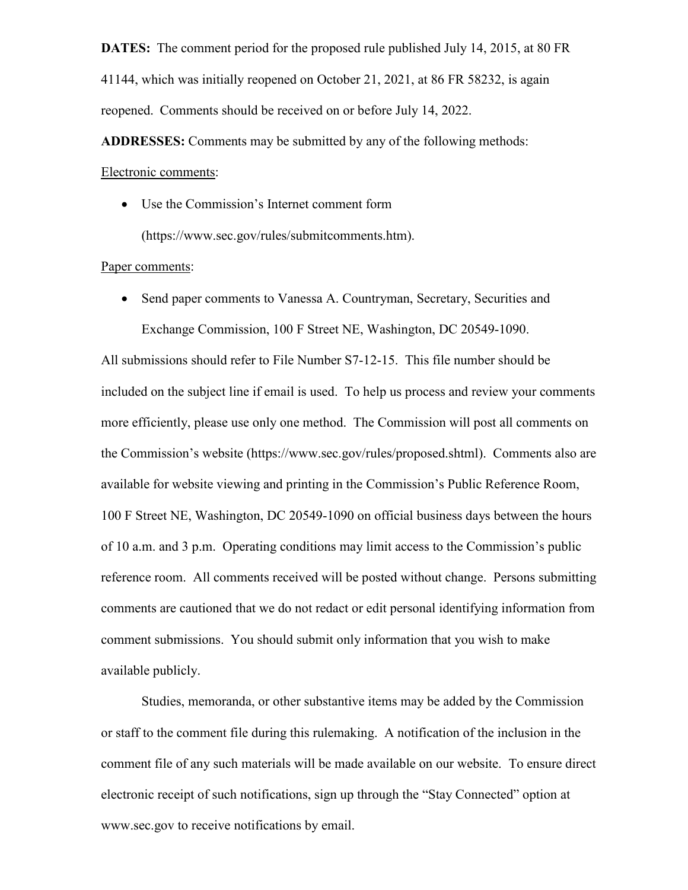**DATES:** The comment period for the proposed rule published July 14, 2015, at 80 FR 41144, which was initially reopened on October 21, 2021, at 86 FR 58232, is again reopened. Comments should be received on or before July 14, 2022.

**ADDRESSES:** Comments may be submitted by any of the following methods:

Electronic comments:

- Use the Commission's Internet comment form (https://www.sec.gov/rules/submitcomments.htm).

Paper comments:

- Send paper comments to Vanessa A. Countryman, Secretary, Securities and Exchange Commission, 100 F Street NE, Washington, DC 20549-1090.

All submissions should refer to File Number S7-12-15. This file number should be included on the subject line if email is used. To help us process and review your comments more efficiently, please use only one method. The Commission will post all comments on the Commission's website (https://www.sec.gov/rules/proposed.shtml). Comments also are available for website viewing and printing in the Commission's Public Reference Room, 100 F Street NE, Washington, DC 20549-1090 on official business days between the hours of 10 a.m. and 3 p.m. Operating conditions may limit access to the Commission's public reference room. All comments received will be posted without change. Persons submitting comments are cautioned that we do not redact or edit personal identifying information from comment submissions. You should submit only information that you wish to make available publicly.

Studies, memoranda, or other substantive items may be added by the Commission or staff to the comment file during this rulemaking. A notification of the inclusion in the comment file of any such materials will be made available on our website. To ensure direct electronic receipt of such notifications, sign up through the "Stay Connected" option at www.sec.gov to receive notifications by email.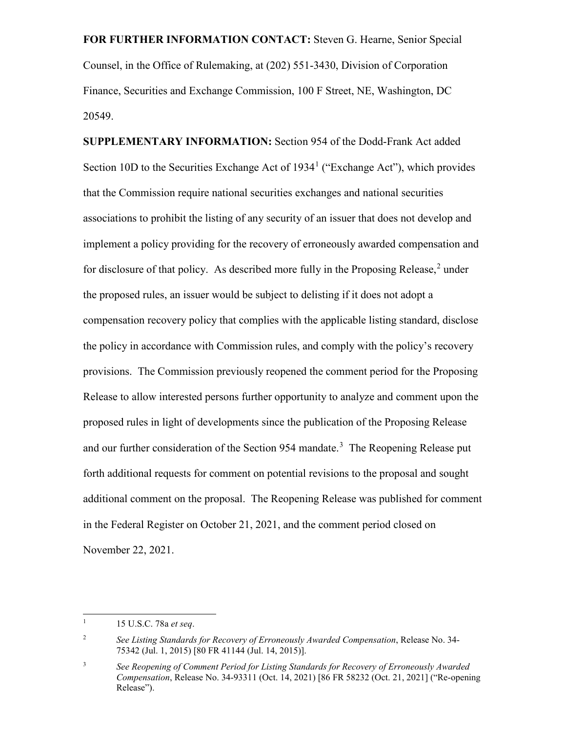**FOR FURTHER INFORMATION CONTACT:** Steven G. Hearne, Senior Special Counsel, in the Office of Rulemaking, at (202) 551-3430, Division of Corporation Finance, Securities and Exchange Commission, 100 F Street, NE, Washington, DC 20549.

**SUPPLEMENTARY INFORMATION:** Section 954 of the Dodd-Frank Act added Section 10D to the Securities Exchange Act of 1934[1] ("Exchange Act"), which provides that the Commission require national securities exchanges and national securities associations to prohibit the listing of any security of an issuer that does not develop and implement a policy providing for the recovery of erroneously awarded compensation and for disclosure of that policy. As described more fully in the Proposing Release,[2] under the proposed rules, an issuer would be subject to delisting if it does not adopt a compensation recovery policy that complies with the applicable listing standard, disclose the policy in accordance with Commission rules, and comply with the policy's recovery provisions. The Commission previously reopened the comment period for the Proposing Release to allow interested persons further opportunity to analyze and comment upon the proposed rules in light of developments since the publication of the Proposing Release and our further consideration of the Section 954 mandate.[3] The Reopening Release put forth additional requests for comment on potential revisions to the proposal and sought additional comment on the proposal. The Reopening Release was published for comment in the Federal Register on October 21, 2021, and the comment period closed on November 22, 2021.

---

[1] 15 U.S.C. 78a *et seq*.

[2] *See Listing Standards for Recovery of Erroneously Awarded Compensation*, Release No. 34-75342 (Jul. 1, 2015) [80 FR 41144 (Jul. 14, 2015)].

[3] *See Reopening of Comment Period for Listing Standards for Recovery of Erroneously Awarded Compensation*, Release No. 34-93311 (Oct. 14, 2021) [86 FR 58232 (Oct. 21, 2021] ("Re-opening Release").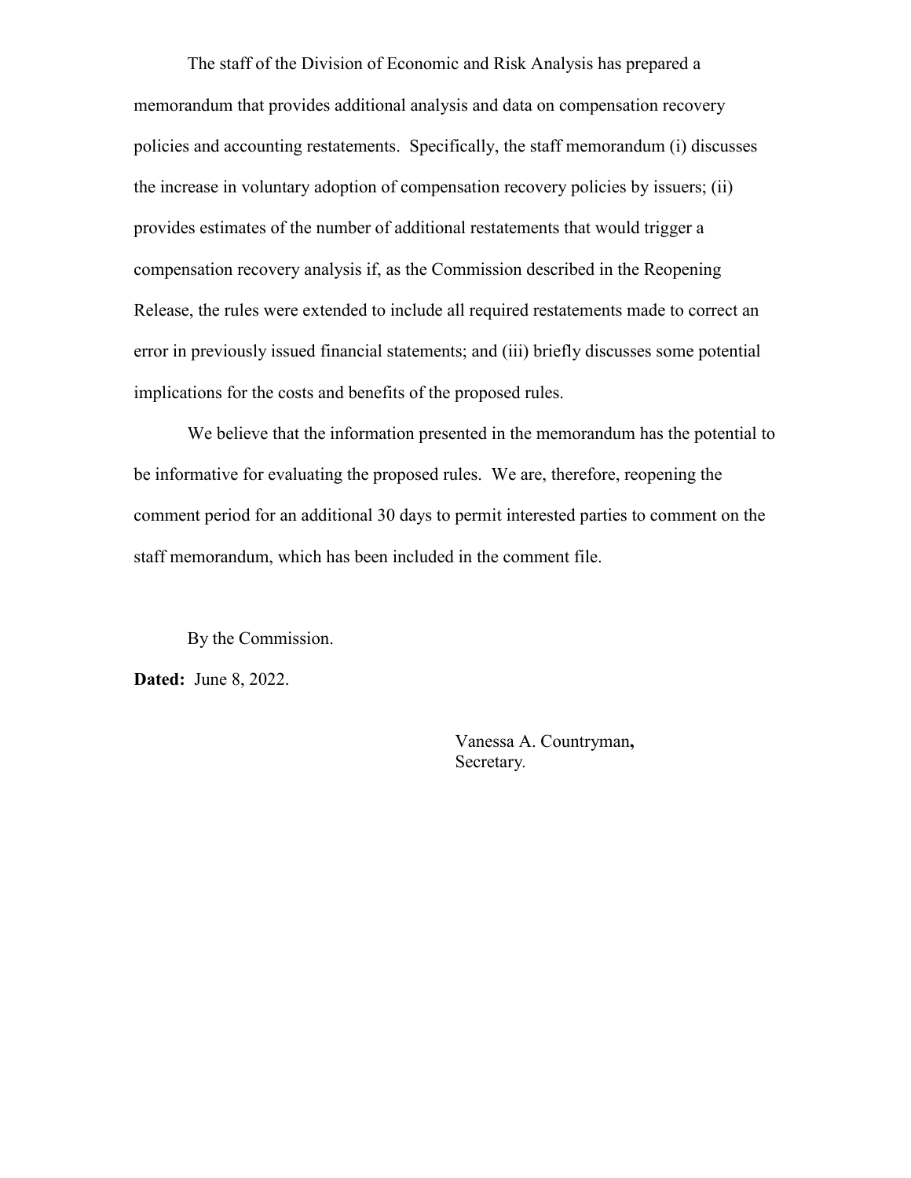The staff of the Division of Economic and Risk Analysis has prepared a memorandum that provides additional analysis and data on compensation recovery policies and accounting restatements. Specifically, the staff memorandum (i) discusses the increase in voluntary adoption of compensation recovery policies by issuers; (ii) provides estimates of the number of additional restatements that would trigger a compensation recovery analysis if, as the Commission described in the Reopening Release, the rules were extended to include all required restatements made to correct an error in previously issued financial statements; and (iii) briefly discusses some potential implications for the costs and benefits of the proposed rules.

We believe that the information presented in the memorandum has the potential to be informative for evaluating the proposed rules. We are, therefore, reopening the comment period for an additional 30 days to permit interested parties to comment on the staff memorandum, which has been included in the comment file.

By the Commission.

**Dated:** June 8, 2022.

Vanessa A. Countryman**,**
Secretary.